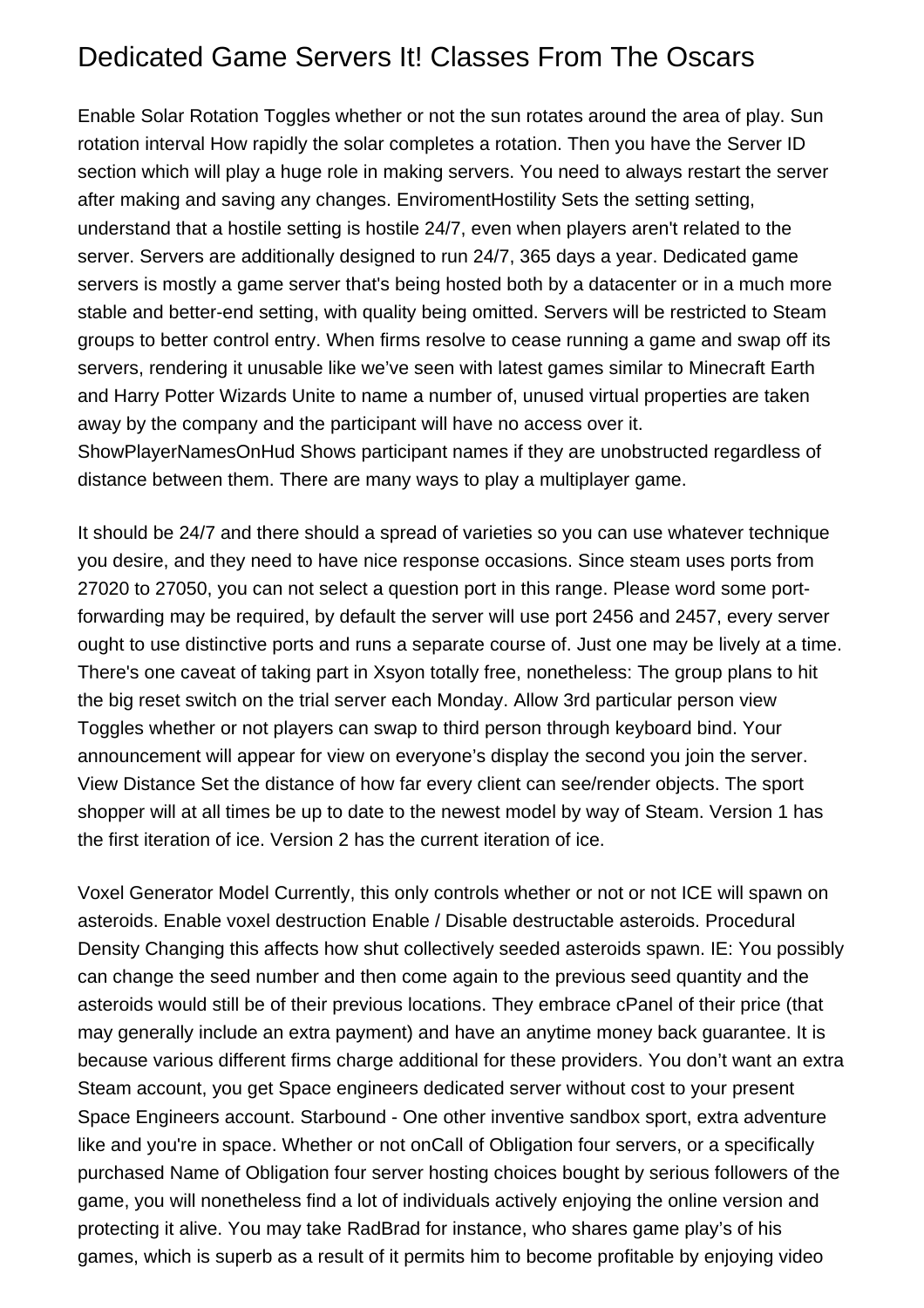# Dedicated Game Servers It! Classes From The Oscars

Enable Solar Rotation Toggles whether or not the sun rotates around the area of play. Sun rotation interval How rapidly the solar completes a rotation. Then you have the Server ID section which will play a huge role in making servers. You need to always restart the server after making and saving any changes. EnviromentHostility Sets the setting setting, understand that a hostile setting is hostile 24/7, even when players aren't related to the server. Servers are additionally designed to run 24/7, 365 days a year. Dedicated game servers is mostly a game server that's being hosted both by a datacenter or in a much more stable and better-end setting, with quality being omitted. Servers will be restricted to Steam groups to better control entry. When firms resolve to cease running a game and swap off its servers, rendering it unusable like we've seen with latest games similar to Minecraft Earth and Harry Potter Wizards Unite to name a number of, unused virtual properties are taken away by the company and the participant will have no access over it. ShowPlayerNamesOnHud Shows participant names if they are unobstructed regardless of distance between them. There are many ways to play a multiplayer game.

It should be 24/7 and there should a spread of varieties so you can use whatever technique you desire, and they need to have nice response occasions. Since steam uses ports from 27020 to 27050, you can not select a question port in this range. Please word some port-forwarding may be required, by default the server will use port 2456 and 2457, every server ought to use distinctive ports and runs a separate course of. Just one may be lively at a time. There's one caveat of taking part in Xsyon totally free, nonetheless: The group plans to hit the big reset switch on the trial server each Monday. Allow 3rd particular person view Toggles whether or not players can swap to third person through keyboard bind. Your announcement will appear for view on everyone's display the second you join the server. View Distance Set the distance of how far every client can see/render objects. The sport shopper will at all times be up to date to the newest model by way of Steam. Version 1 has the first iteration of ice. Version 2 has the current iteration of ice.

Voxel Generator Model Currently, this only controls whether or not or not ICE will spawn on asteroids. Enable voxel destruction Enable / Disable destructable asteroids. Procedural Density Changing this affects how shut collectively seeded asteroids spawn. IE: You possibly can change the seed number and then come again to the previous seed quantity and the asteroids would still be of their previous locations. They embrace cPanel of their price (that may generally include an extra payment) and have an anytime money back guarantee. It is because various different firms charge additional for these providers. You don't want an extra Steam account, you get Space engineers dedicated server without cost to your present Space Engineers account. Starbound - One other inventive sandbox sport, extra adventure like and you're in space. Whether or not onCall of Obligation four servers, or a specifically purchased Name of Obligation four server hosting choices bought by serious followers of the game, you will nonetheless find a lot of individuals actively enjoying the online version and protecting it alive. You may take RadBrad for instance, who shares game play's of his games, which is superb as a result of it permits him to become profitable by enjoying video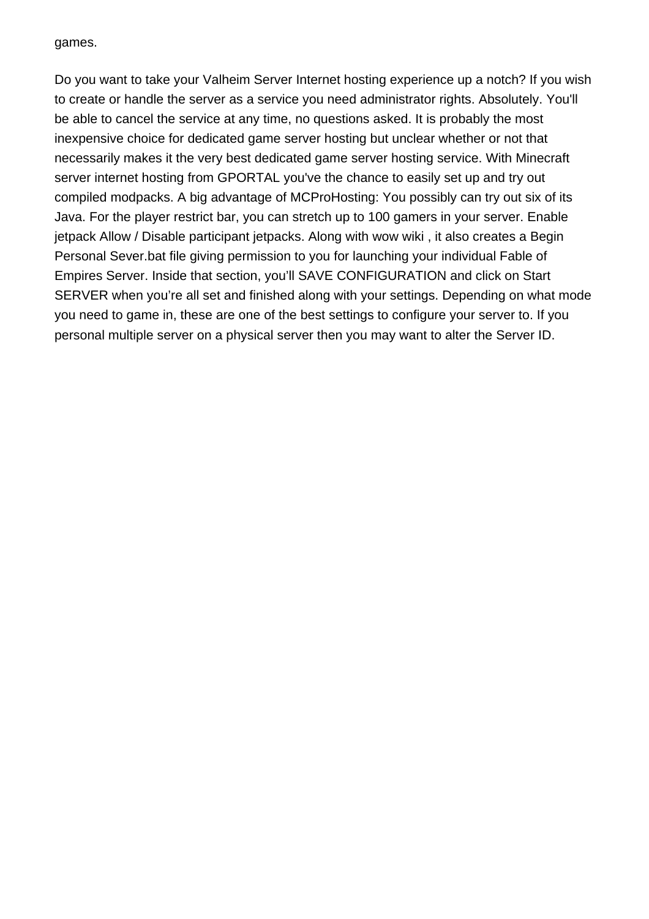games.

Do you want to take your Valheim Server Internet hosting experience up a notch? If you wish to create or handle the server as a service you need administrator rights. Absolutely. You'll be able to cancel the service at any time, no questions asked. It is probably the most inexpensive choice for dedicated game server hosting but unclear whether or not that necessarily makes it the very best dedicated game server hosting service. With Minecraft server internet hosting from GPORTAL you've the chance to easily set up and try out compiled modpacks. A big advantage of MCProHosting: You possibly can try out six of its Java. For the player restrict bar, you can stretch up to 100 gamers in your server. Enable jetpack Allow / Disable participant jetpacks. Along with wow wiki , it also creates a Begin Personal Sever.bat file giving permission to you for launching your individual Fable of Empires Server. Inside that section, you'll SAVE CONFIGURATION and click on Start SERVER when you're all set and finished along with your settings. Depending on what mode you need to game in, these are one of the best settings to configure your server to. If you personal multiple server on a physical server then you may want to alter the Server ID.